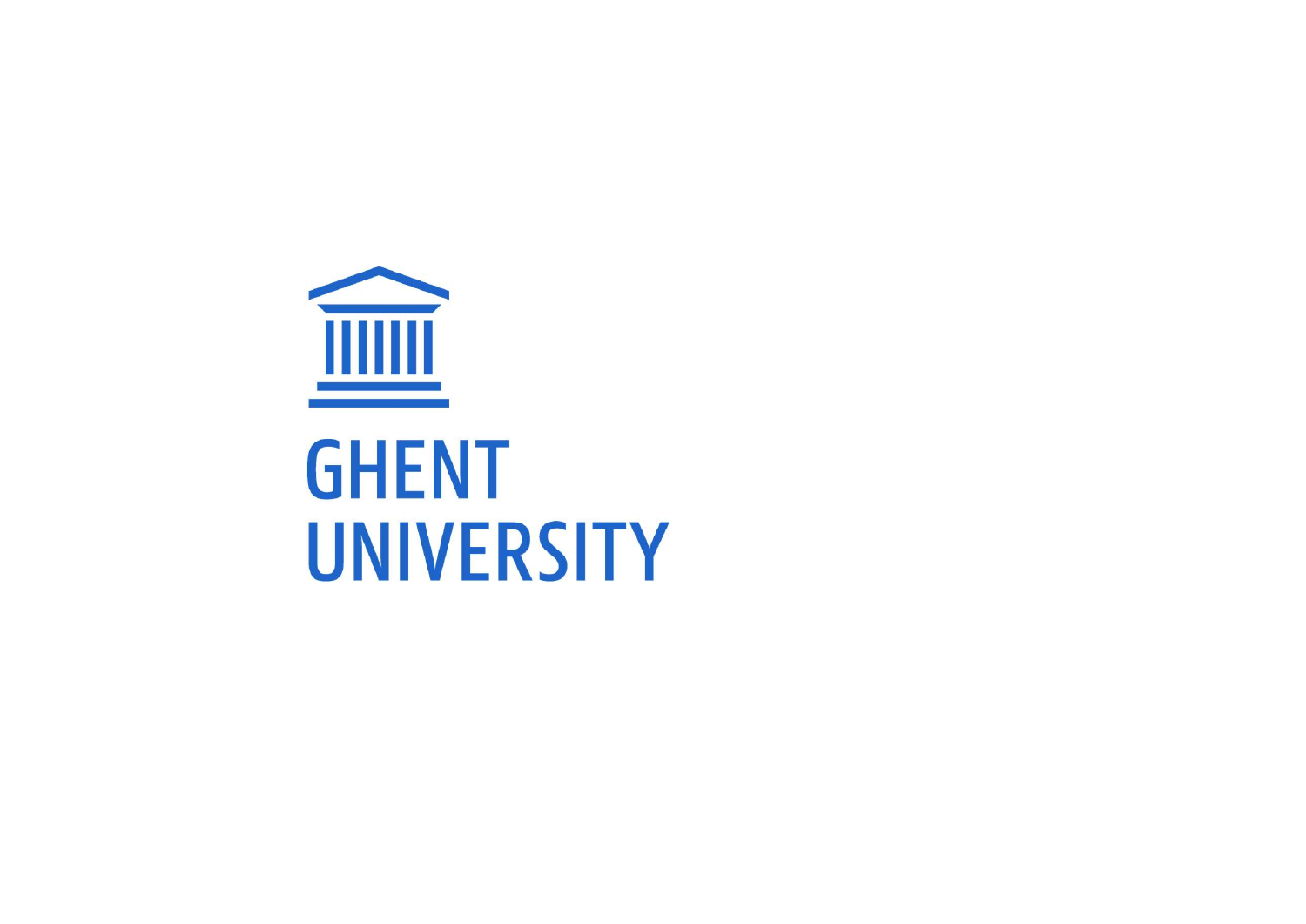GHENT UNIVERSITY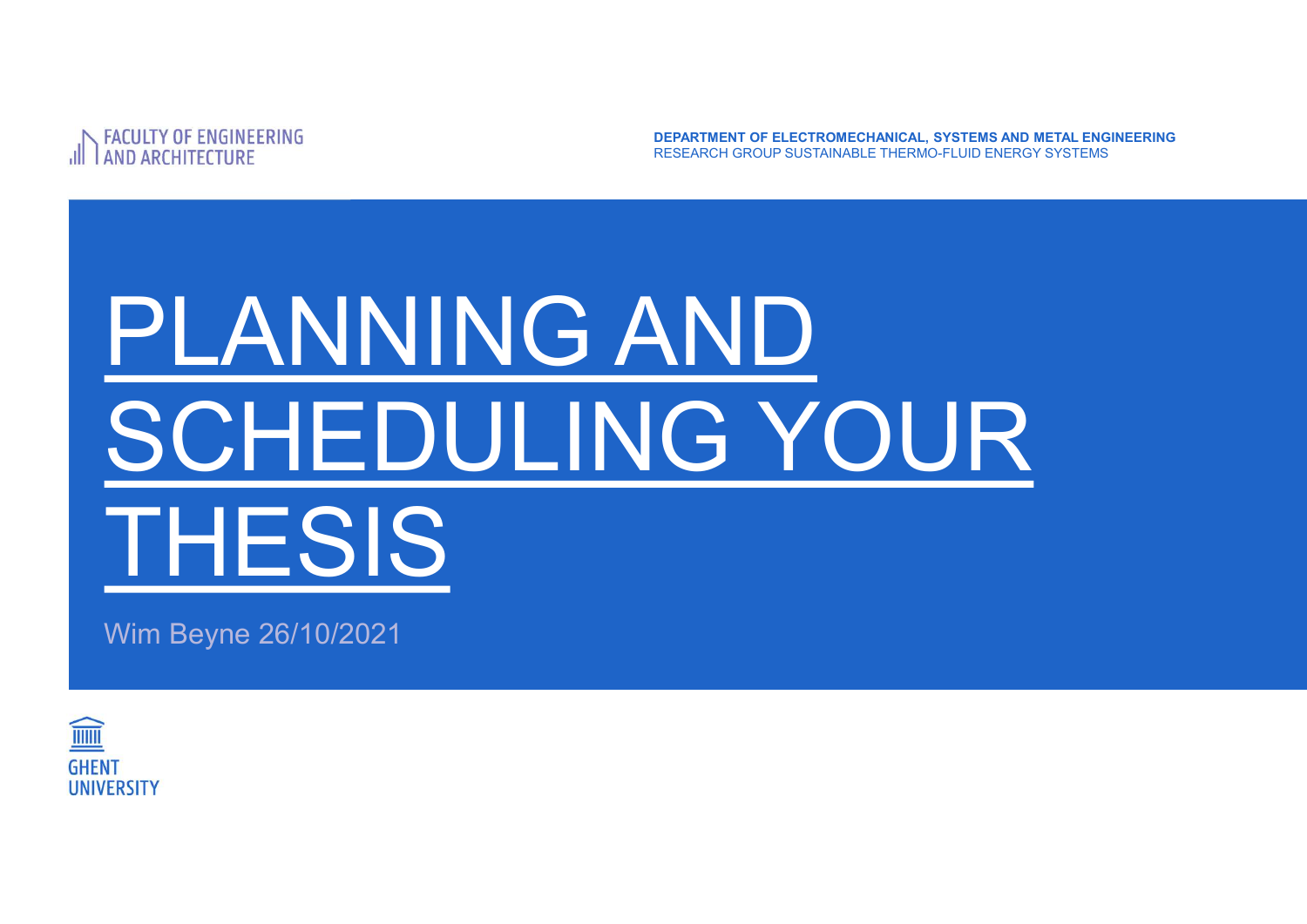FACULTY OF ENGINEERING AND ARCHITECTURE

**DEPARTMENT OF ELECTROMECHANICAL, SYSTEMS AND METAL ENGINEERING**
RESEARCH GROUP SUSTAINABLE THERMO-FLUID ENERGY SYSTEMS

# PLANNING AND SCHEDULING YOUR THESIS

Wim Beyne 26/10/2021

GHENT UNIVERSITY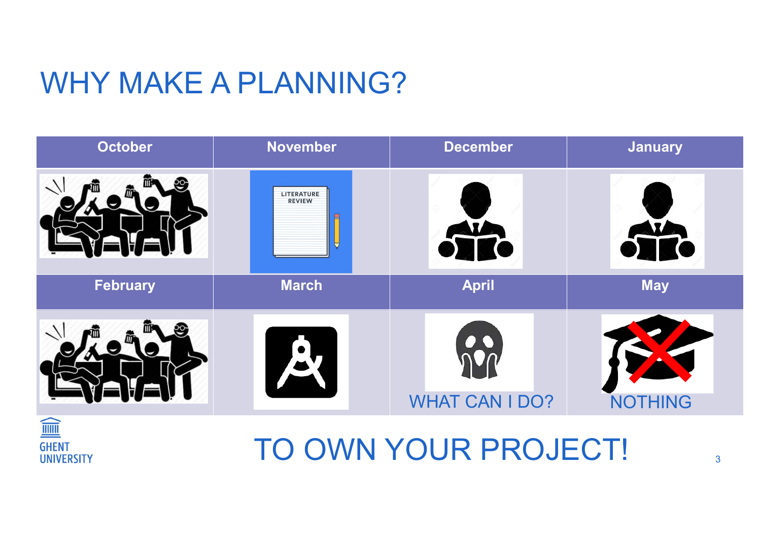# WHY MAKE A PLANNING?

| October | November | December | January |
| --- | --- | --- | --- |
| | LITERATURE REVIEW | | |
| **February** | **March** | **April** | **May** |
| | | WHAT CAN I DO? | NOTHING |

TO OWN YOUR PROJECT!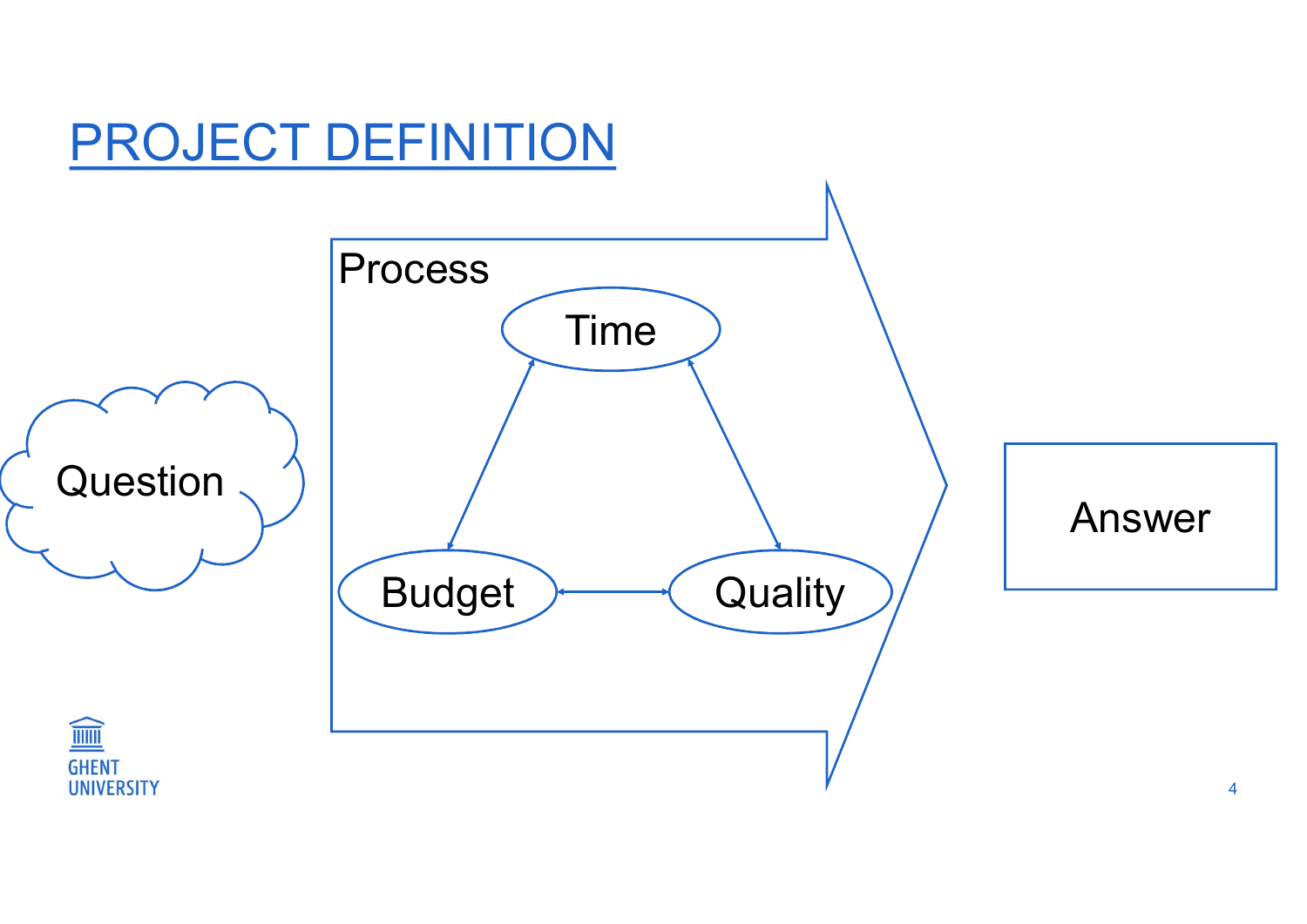# PROJECT DEFINITION

Question

Process

Time

Budget

Quality

Answer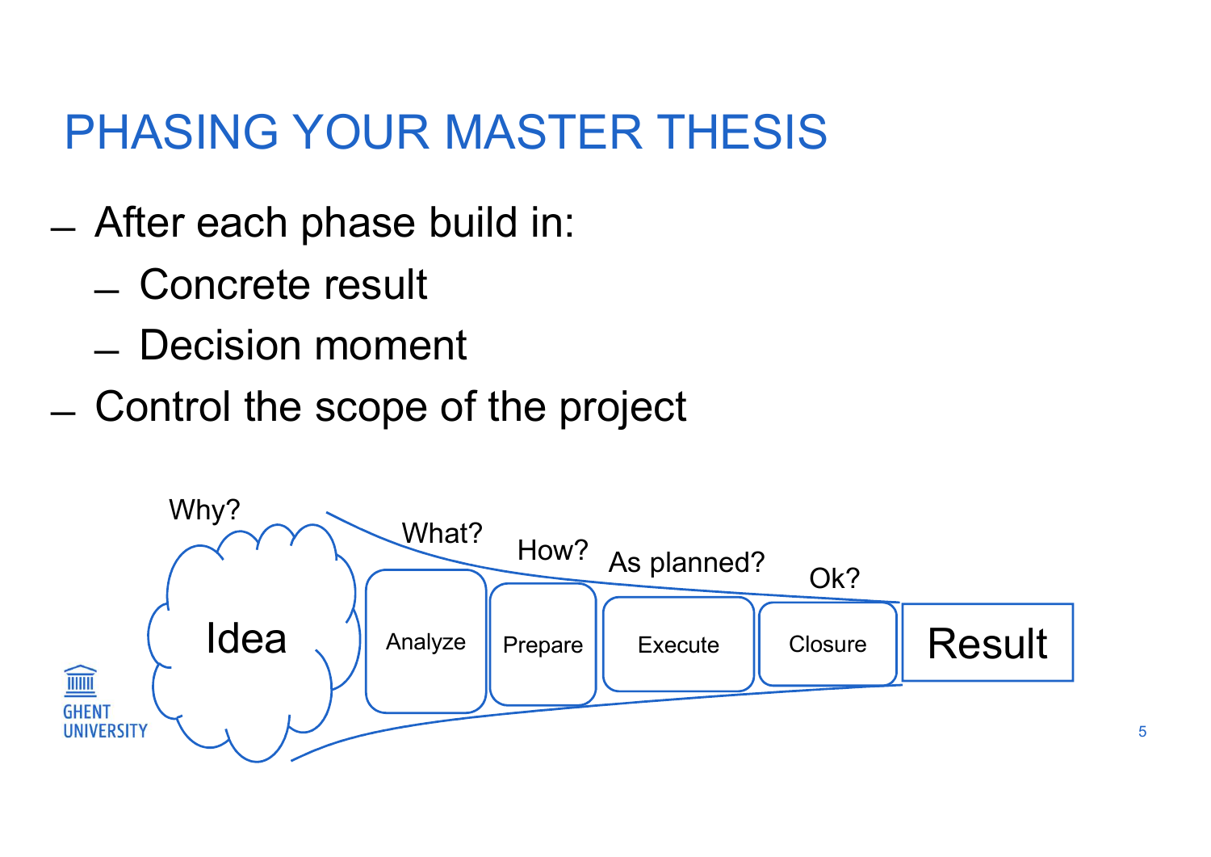# PHASING YOUR MASTER THESIS

- After each phase build in:
  - Concrete result
  - Decision moment
- Control the scope of the project

Why? Idea → What? Analyze → How? Prepare → As planned? Execute → Ok? Closure → Result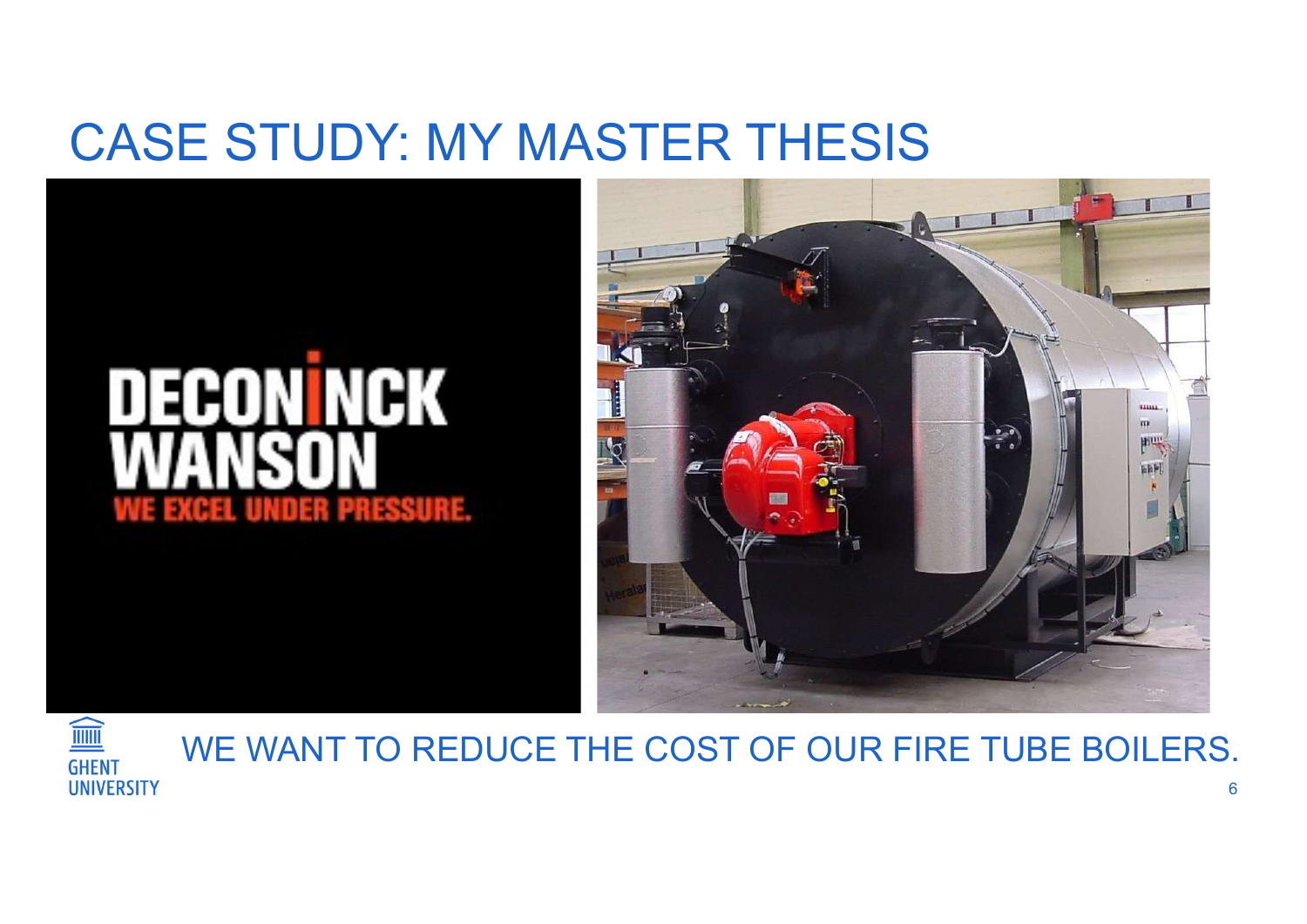# CASE STUDY: MY MASTER THESIS

WE WANT TO REDUCE THE COST OF OUR FIRE TUBE BOILERS.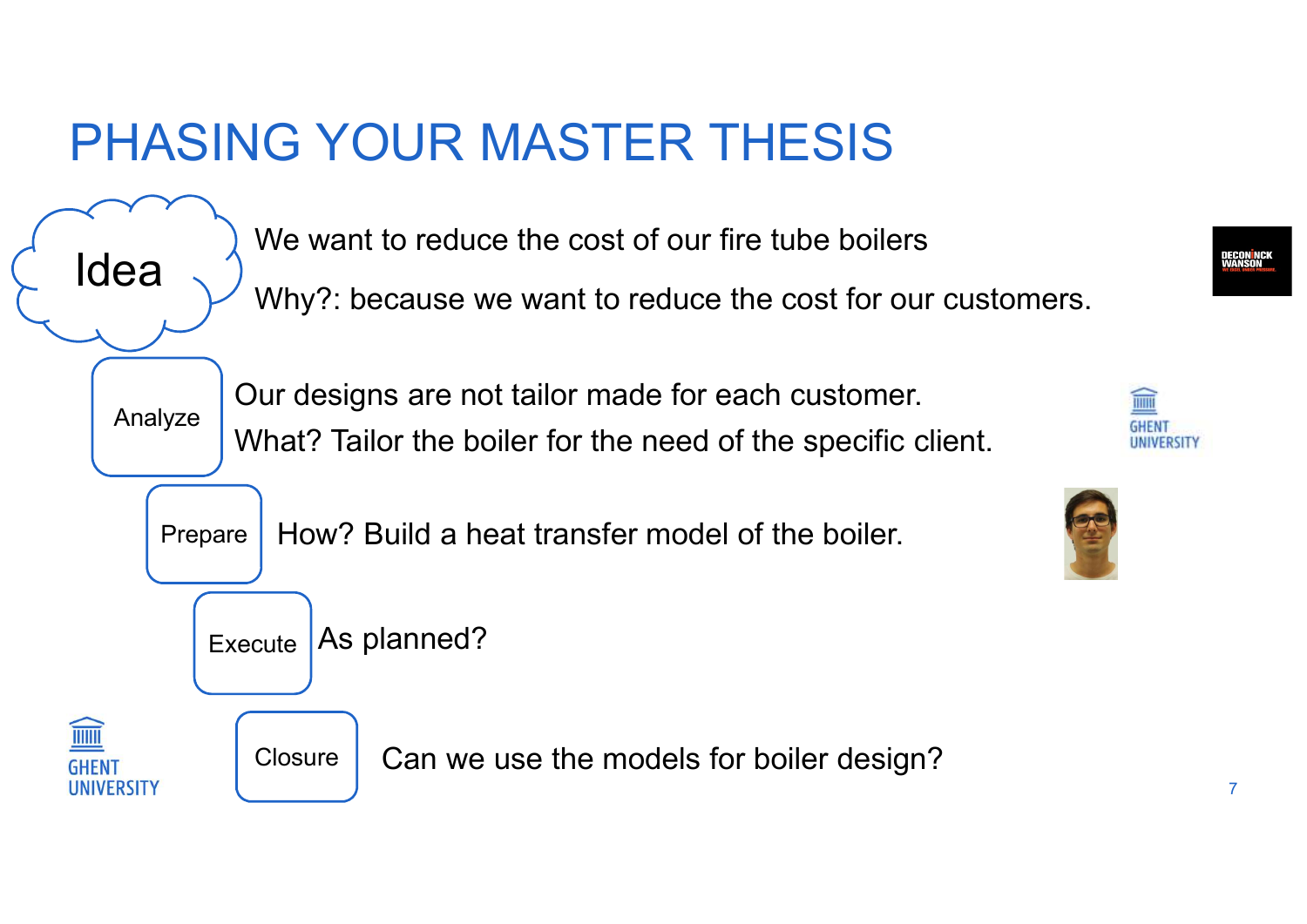# PHASING YOUR MASTER THESIS

**Idea**

We want to reduce the cost of our fire tube boilers

Why?: because we want to reduce the cost for our customers.

**Analyze**

Our designs are not tailor made for each customer.

What? Tailor the boiler for the need of the specific client.

**Prepare**

How? Build a heat transfer model of the boiler.

**Execute**

As planned?

**Closure**

Can we use the models for boiler design?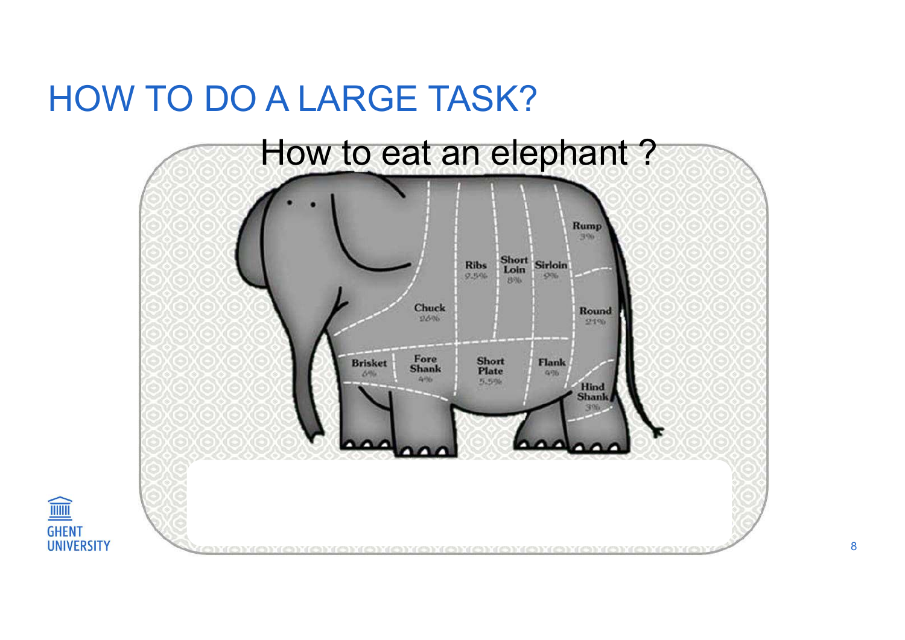# HOW TO DO A LARGE TASK?

How to eat an elephant ?

Rump 3%

Ribs 9.5%

Short Loin 8%

Sirloin 9%

Chuck 26%

Round 21%

Brisket 6%

Fore Shank 4%

Short Plate 5.5%

Flank 4%

Hind Shank 3%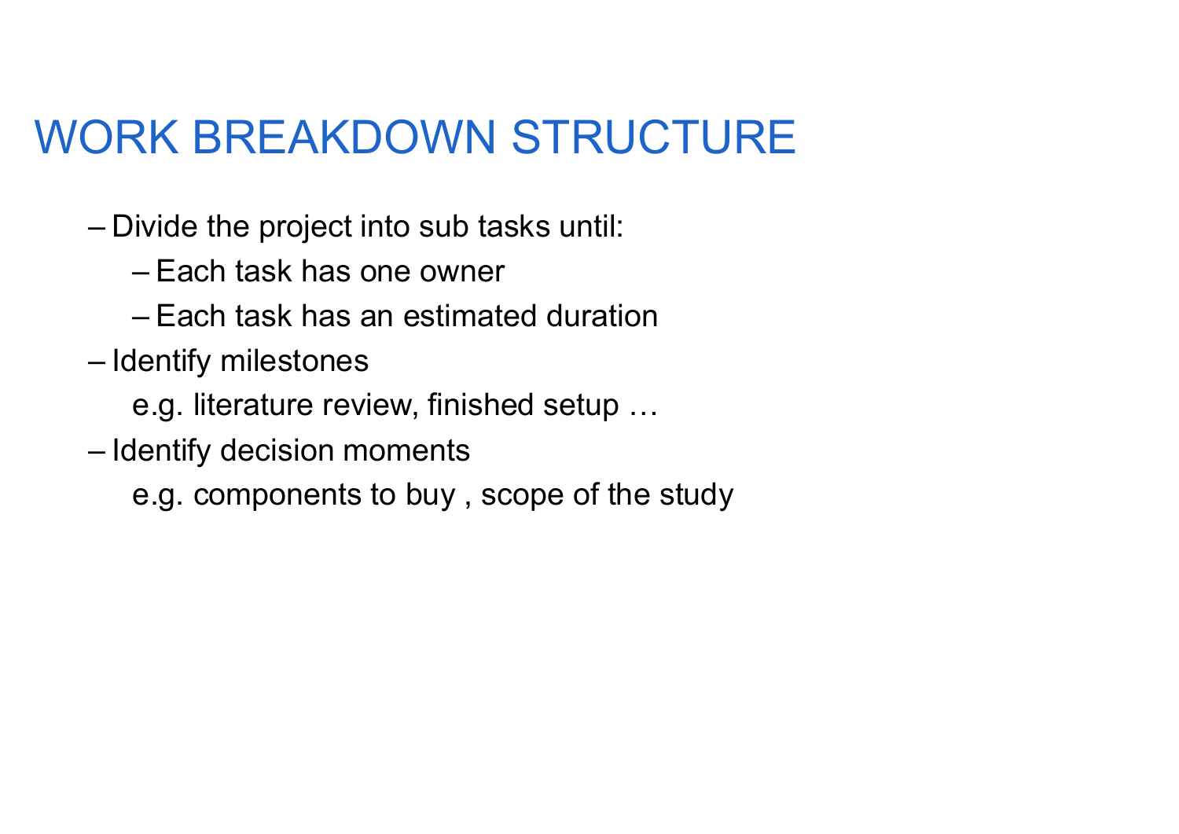# WORK BREAKDOWN STRUCTURE

- Divide the project into sub tasks until:
  - Each task has one owner
  - Each task has an estimated duration
- Identify milestones

  e.g. literature review, finished setup …
- Identify decision moments

  e.g. components to buy , scope of the study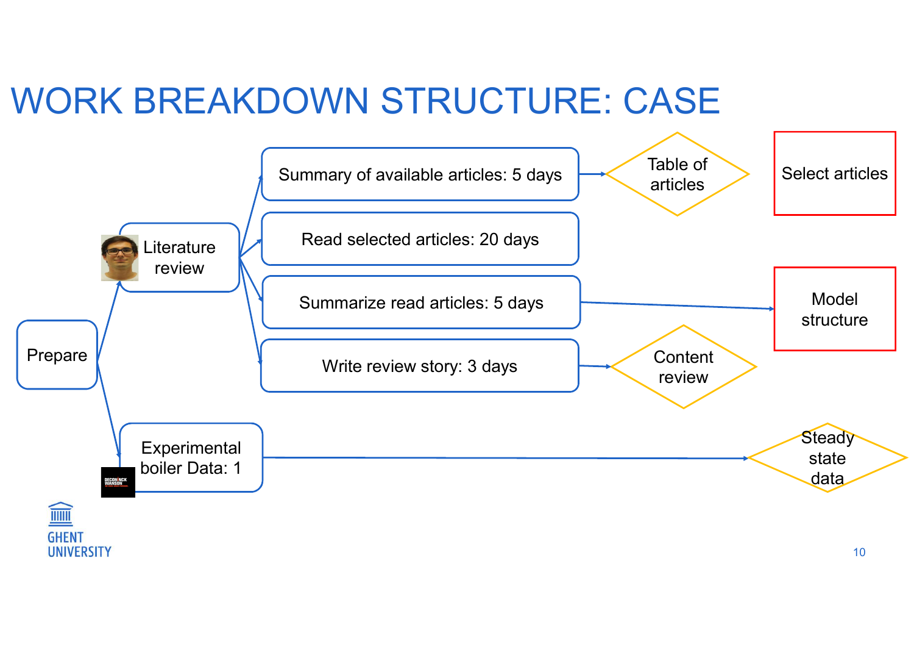# WORK BREAKDOWN STRUCTURE: CASE

- Prepare
  - Literature review
    - Summary of available articles: 5 days → Table of articles
    - Read selected articles: 20 days
    - Summarize read articles: 5 days → Model structure
    - Write review story: 3 days → Content review
  - Experimental boiler Data: 1 → Steady state data

Select articles

Model structure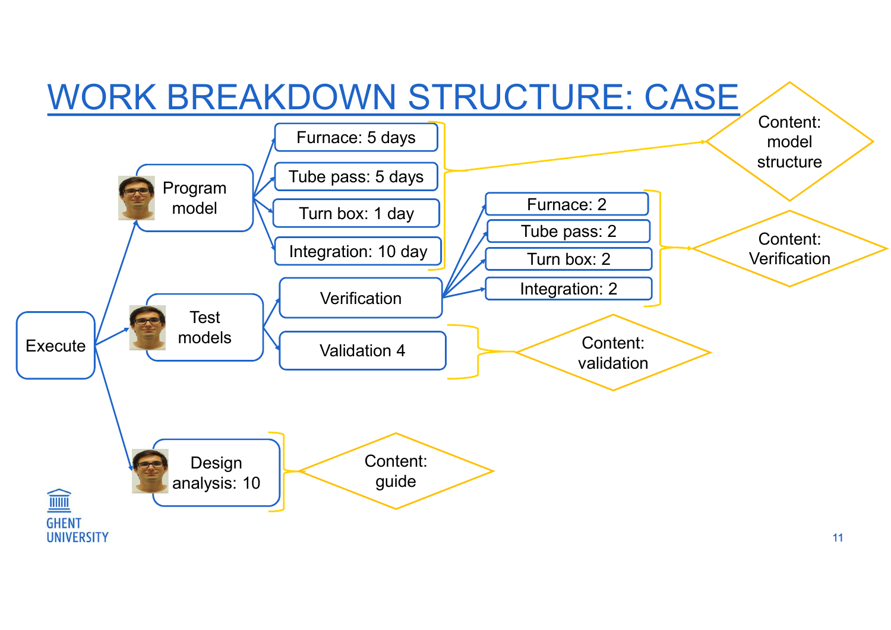# WORK BREAKDOWN STRUCTURE: CASE

- Execute
  - Program model
    - Furnace: 5 days
    - Tube pass: 5 days
    - Turn box: 1 day
    - Integration: 10 day
    - Content: model structure
  - Test models
    - Verification
      - Furnace: 2
      - Tube pass: 2
      - Turn box: 2
      - Integration: 2
      - Content: Verification
    - Validation 4
      - Content: validation
  - Design analysis: 10
    - Content: guide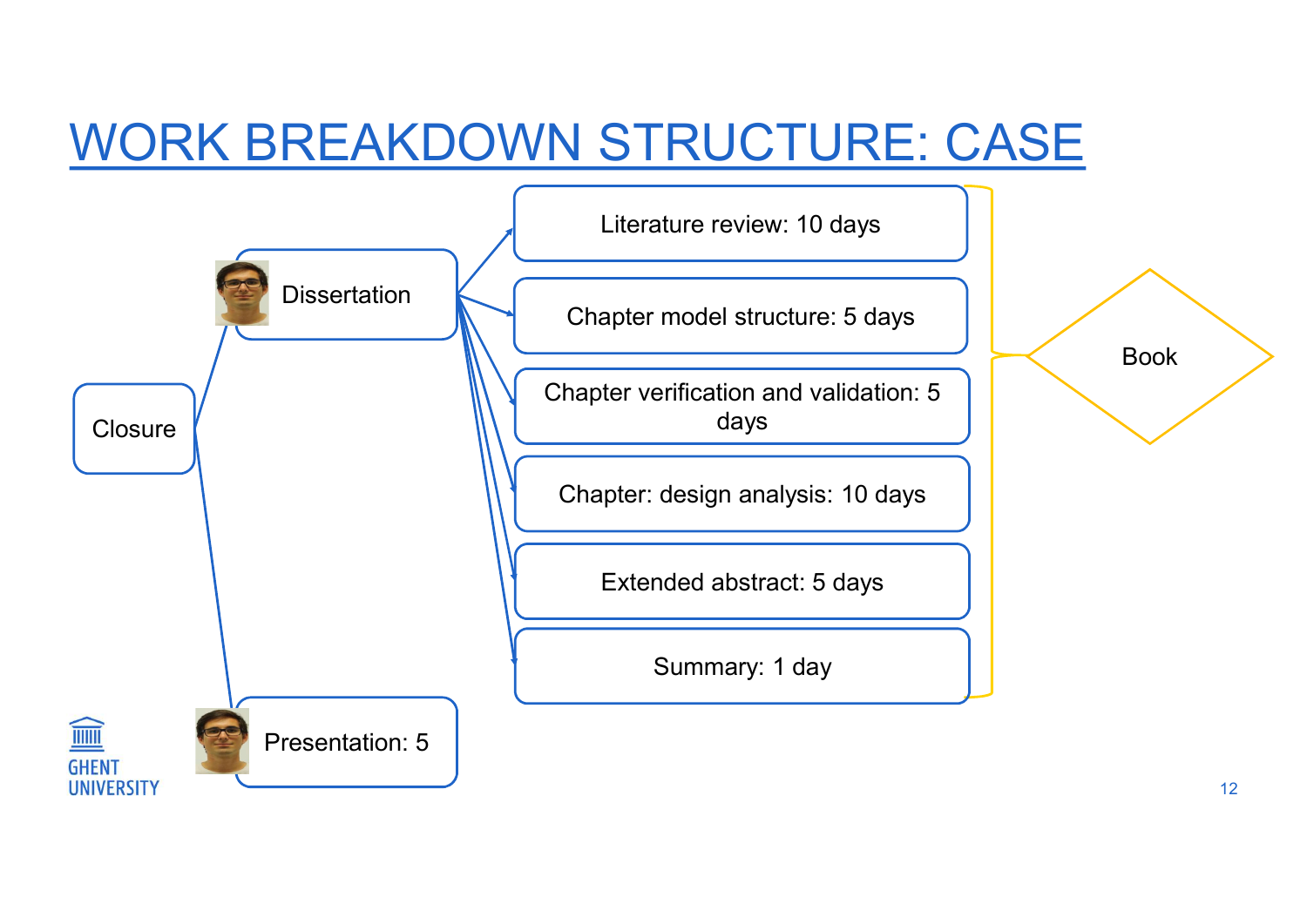# WORK BREAKDOWN STRUCTURE: CASE

- Closure
  - Dissertation
    - Literature review: 10 days
    - Chapter model structure: 5 days
    - Chapter verification and validation: 5 days
    - Chapter: design analysis: 10 days
    - Extended abstract: 5 days
    - Summary: 1 day
  - Presentation: 5

Book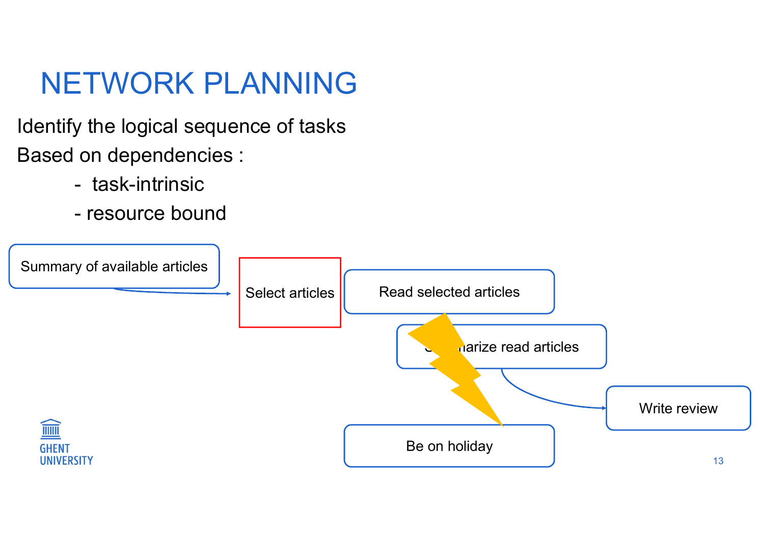# NETWORK PLANNING

Identify the logical sequence of tasks

Based on dependencies :

- task-intrinsic
- resource bound

Summary of available articles

Select articles

Read selected articles

Summarize read articles

Write review

Be on holiday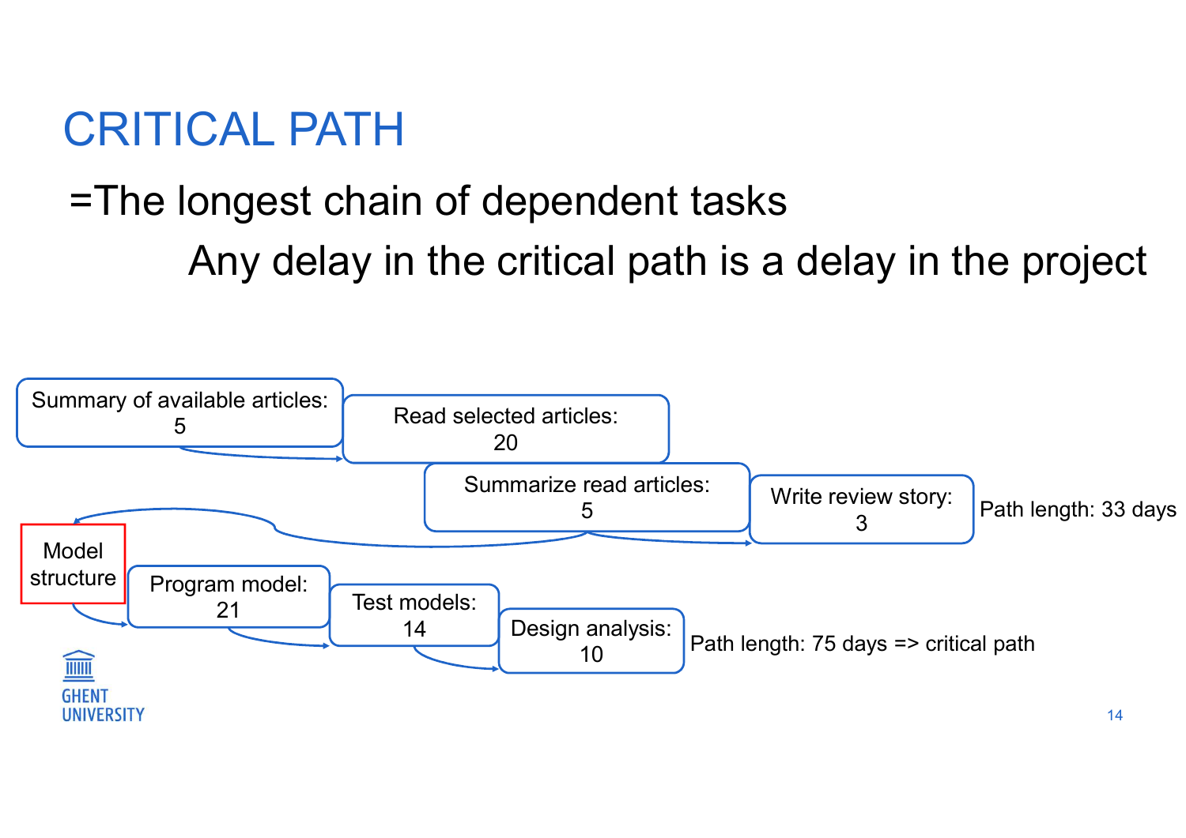# CRITICAL PATH

=The longest chain of dependent tasks

Any delay in the critical path is a delay in the project

Summary of available articles: 5

Read selected articles: 20

Summarize read articles: 5

Write review story: 3

Path length: 33 days

Model structure

Program model: 21

Test models: 14

Design analysis: 10

Path length: 75 days => critical path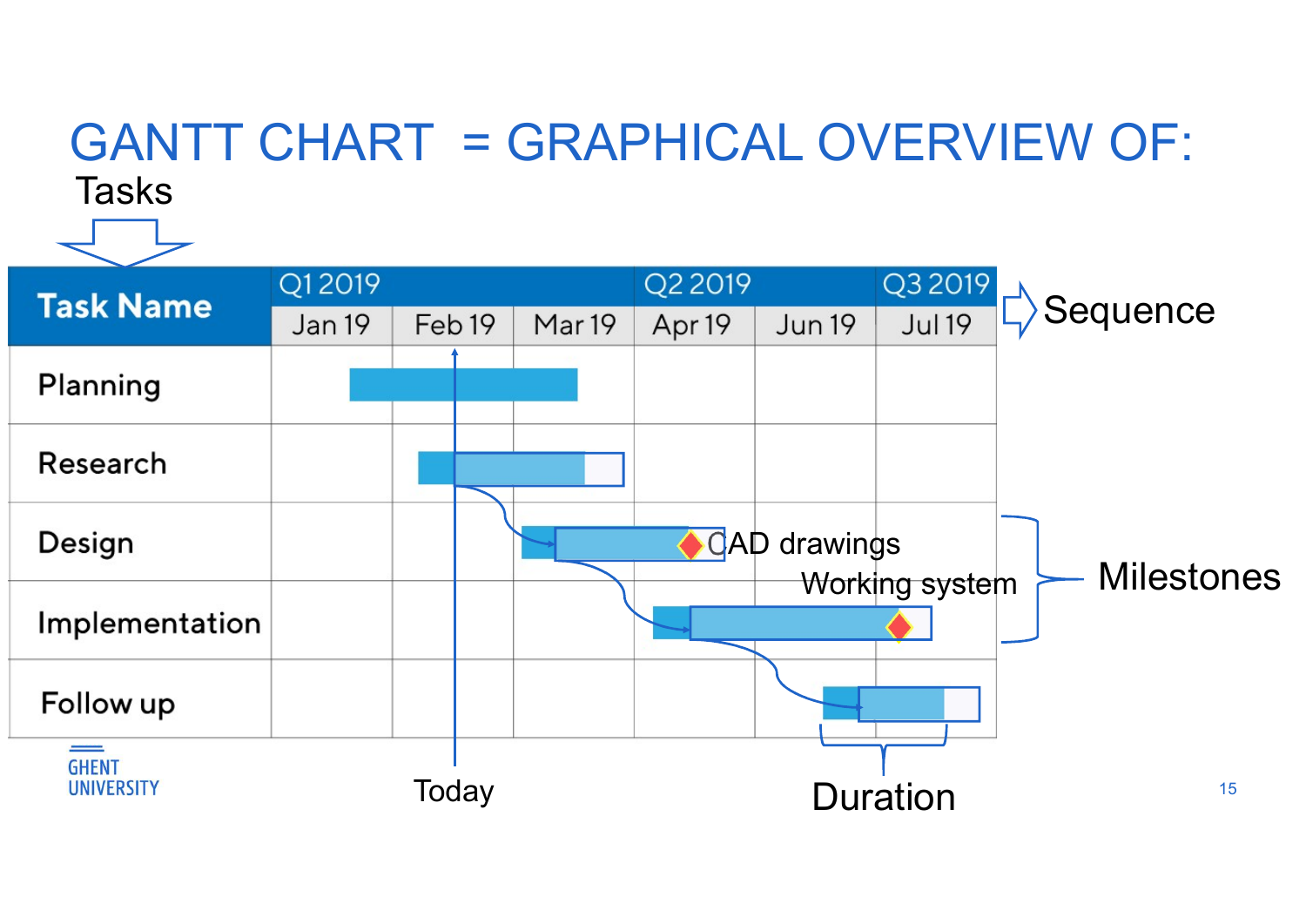# GANTT CHART = GRAPHICAL OVERVIEW OF:

Tasks

| Task Name | Q1 2019 | | | Q2 2019 | | Q3 2019 |
|---|---|---|---|---|---|---|
| | Jan 19 | Feb 19 | Mar 19 | Apr 19 | Jun 19 | Jul 19 |
| Planning | | | | | | |
| Research | | | | | | |
| Design | | | | | | |
| Implementation | | | | | | |
| Follow up | | | | | | |

Sequence

Milestones: CAD drawings, Working system

Today

Duration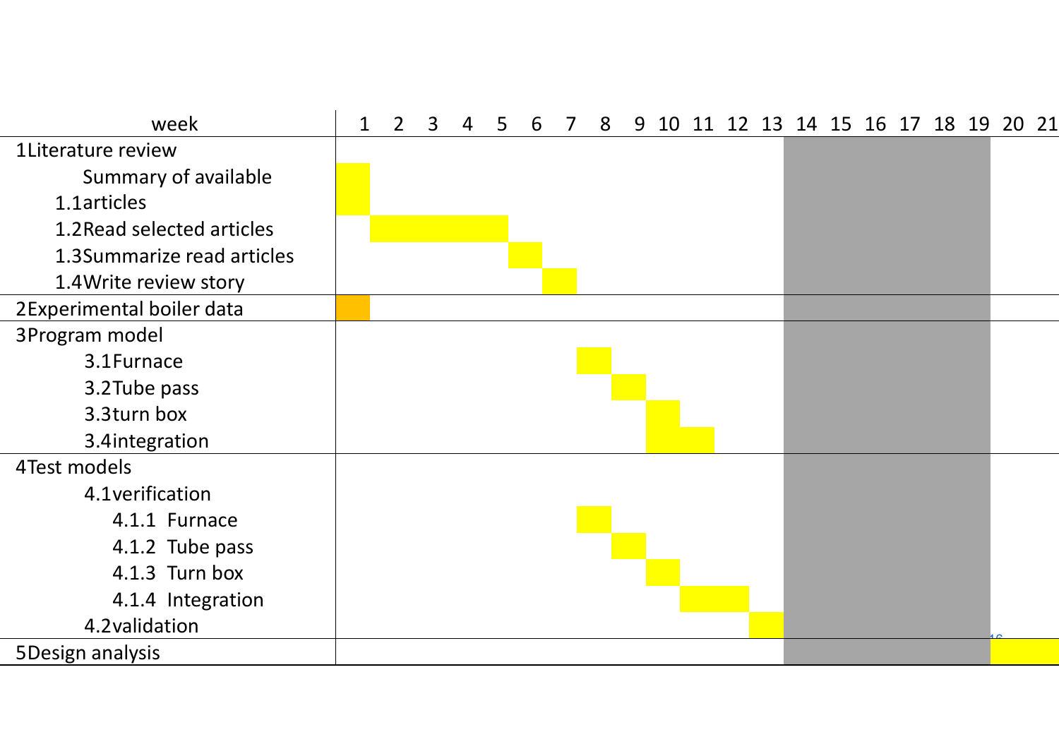| week | 1 | 2 | 3 | 4 | 5 | 6 | 7 | 8 | 9 | 10 | 11 | 12 | 13 | 14 | 15 | 16 | 17 | 18 | 19 | 20 | 21 |
|---|---|---|---|---|---|---|---|---|---|---|---|---|---|---|---|---|---|---|---|---|---|
| 1 Literature review | | | | | | | | | | | | | | | | | | | | | |
| 1.1 Summary of available articles | X | | | | | | | | | | | | | | | | | | | | |
| 1.2 Read selected articles | | X | X | X | X | | | | | | | | | | | | | | | | |
| 1.3 Summarize read articles | | | | | | X | | | | | | | | | | | | | | | |
| 1.4 Write review story | | | | | | | X | | | | | | | | | | | | | | |
| 2 Experimental boiler data | X | | | | | | | | | | | | | | | | | | | | |
| 3 Program model | | | | | | | | | | | | | | | | | | | | | |
| 3.1 Furnace | | | | | | | | X | | | | | | | | | | | | | |
| 3.2 Tube pass | | | | | | | | | X | | | | | | | | | | | | |
| 3.3 turn box | | | | | | | | | | X | | | | | | | | | | | |
| 3.4 integration | | | | | | | | | | X | X | | | | | | | | | | |
| 4 Test models | | | | | | | | | | | | | | | | | | | | | |
| 4.1 verification | | | | | | | | | | | | | | | | | | | | | |
| 4.1.1 Furnace | | | | | | | | X | | | | | | | | | | | | | |
| 4.1.2 Tube pass | | | | | | | | | X | | | | | | | | | | | | |
| 4.1.3 Turn box | | | | | | | | | | X | | | | | | | | | | | |
| 4.1.4 Integration | | | | | | | | | | | X | X | | | | | | | | | |
| 4.2 validation | | | | | | | | | | | | | X | | | | | | | | |
| 5 Design analysis | | | | | | | | | | | | | | | | | | | | X | X |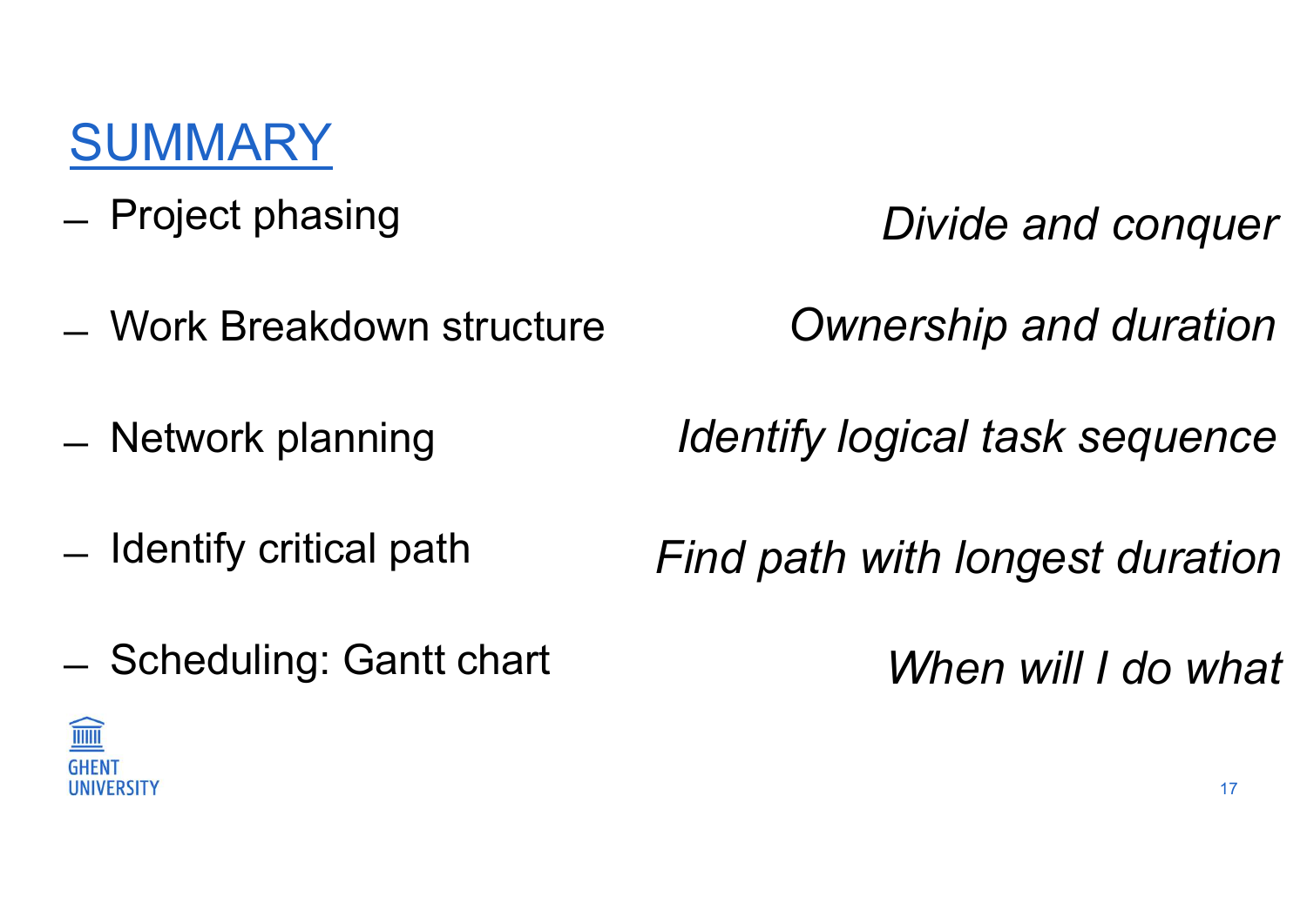# SUMMARY

- Project phasing — *Divide and conquer*
- Work Breakdown structure — *Ownership and duration*
- Network planning — *Identify logical task sequence*
- Identify critical path — *Find path with longest duration*
- Scheduling: Gantt chart — *When will I do what*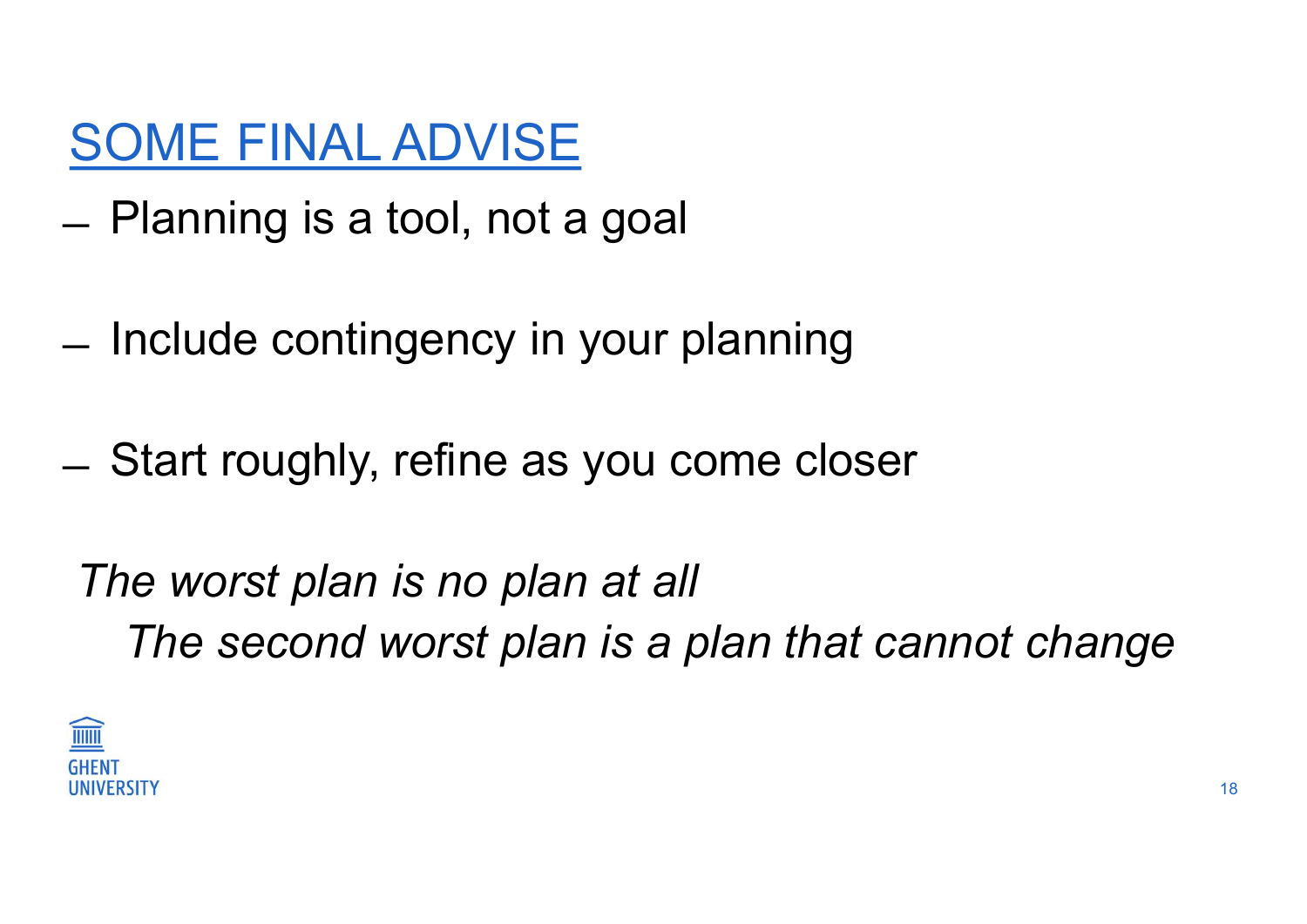# SOME FINAL ADVISE

- Planning is a tool, not a goal
- Include contingency in your planning
- Start roughly, refine as you come closer

*The worst plan is no plan at all*

*The second worst plan is a plan that cannot change*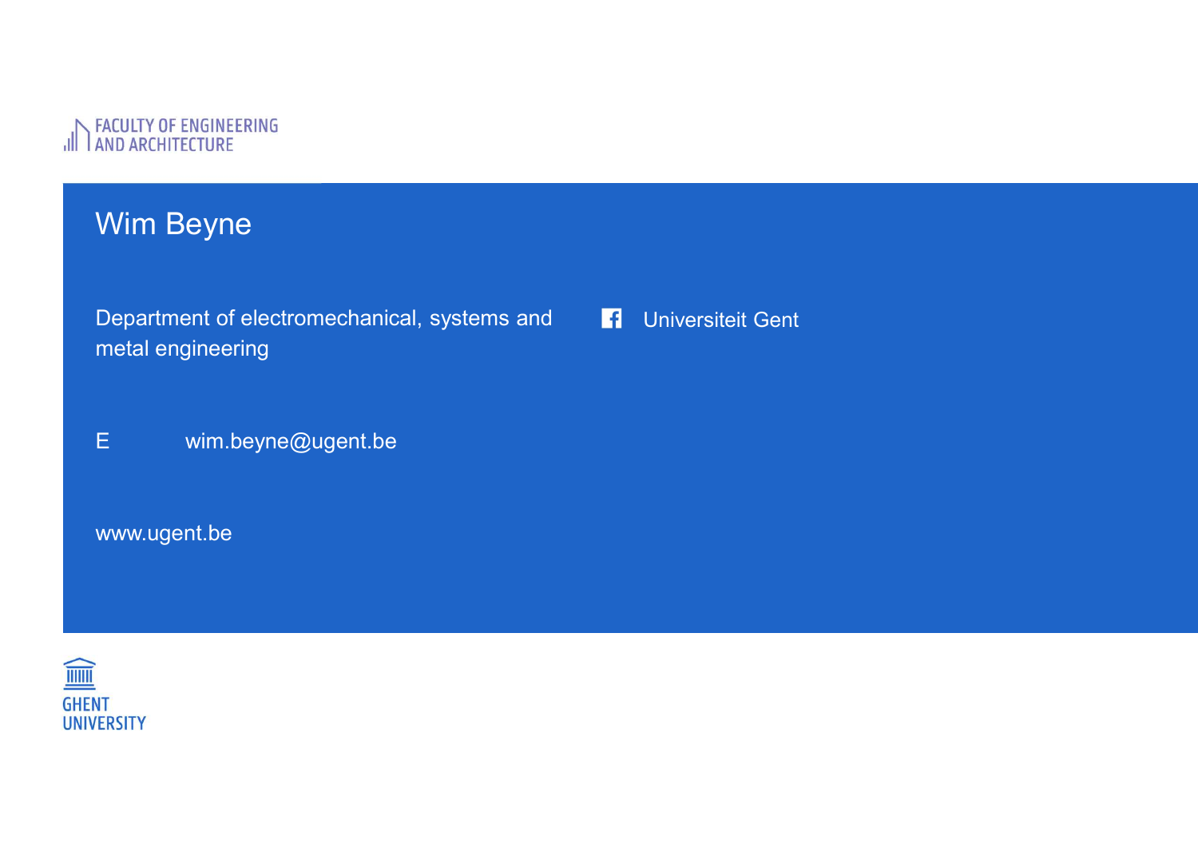FACULTY OF ENGINEERING
AND ARCHITECTURE

# Wim Beyne

Department of electromechanical, systems and metal engineering

Universiteit Gent

E wim.beyne@ugent.be

www.ugent.be

GHENT
UNIVERSITY